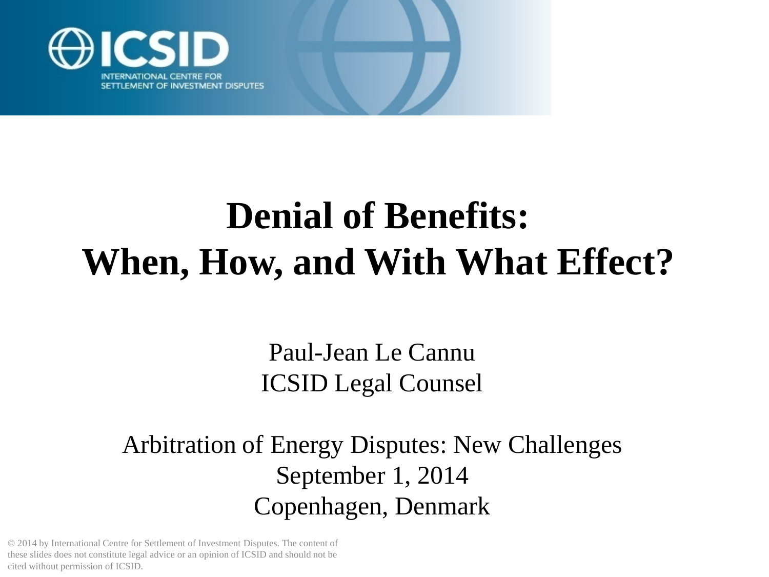# Denial of Benefits: When, How, and With What Effect?

Paul-Jean Le Cannu
ICSID Legal Counsel

Arbitration of Energy Disputes: New Challenges
September 1, 2014
Copenhagen, Denmark

© 2014 by International Centre for Settlement of Investment Disputes. The content of these slides does not constitute legal advice or an opinion of ICSID and should not be cited without permission of ICSID.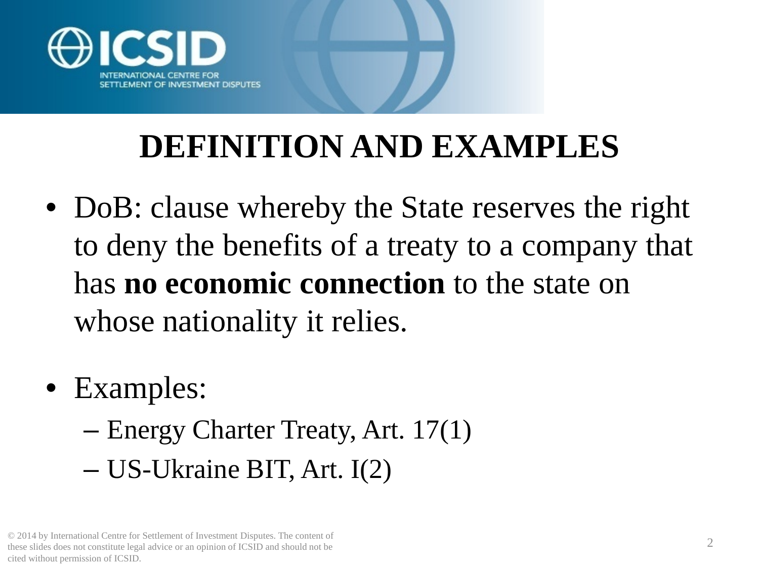# DEFINITION AND EXAMPLES

- DoB: clause whereby the State reserves the right to deny the benefits of a treaty to a company that has **no economic connection** to the state on whose nationality it relies.

- Examples:
  - Energy Charter Treaty, Art. 17(1)
  - US-Ukraine BIT, Art. I(2)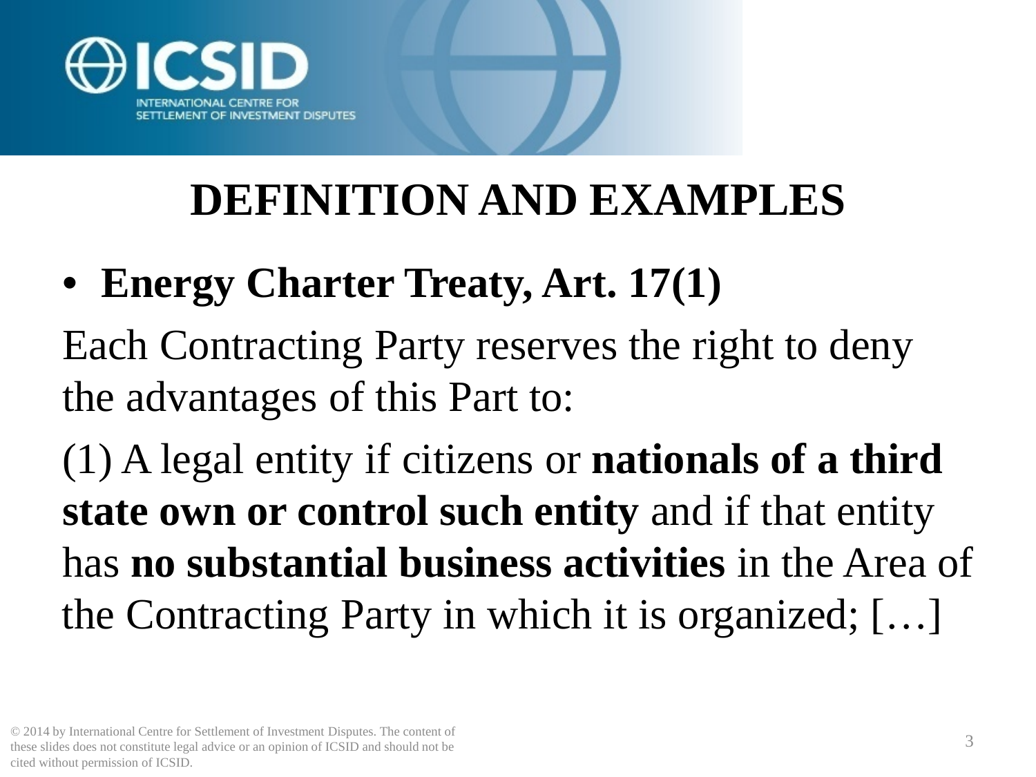# DEFINITION AND EXAMPLES

- **Energy Charter Treaty, Art. 17(1)**

Each Contracting Party reserves the right to deny the advantages of this Part to:

(1) A legal entity if citizens or **nationals of a third state own or control such entity** and if that entity has **no substantial business activities** in the Area of the Contracting Party in which it is organized; […]

© 2014 by International Centre for Settlement of Investment Disputes. The content of these slides does not constitute legal advice or an opinion of ICSID and should not be cited without permission of ICSID.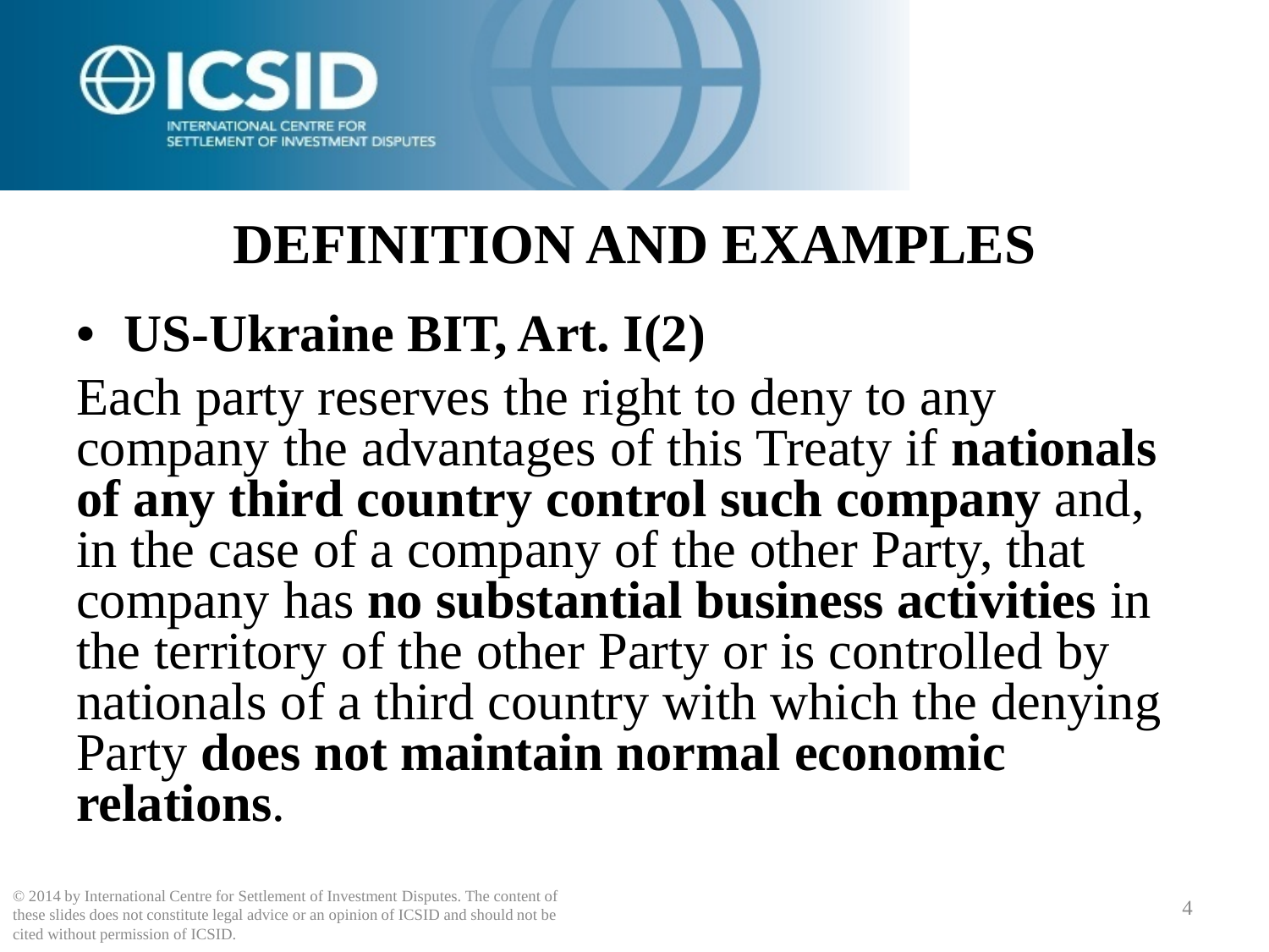# DEFINITION AND EXAMPLES

- **US-Ukraine BIT, Art. I(2)**

Each party reserves the right to deny to any company the advantages of this Treaty if **nationals of any third country control such company** and, in the case of a company of the other Party, that company has **no substantial business activities** in the territory of the other Party or is controlled by nationals of a third country with which the denying Party **does not maintain normal economic relations**.

© 2014 by International Centre for Settlement of Investment Disputes. The content of these slides does not constitute legal advice or an opinion of ICSID and should not be cited without permission of ICSID.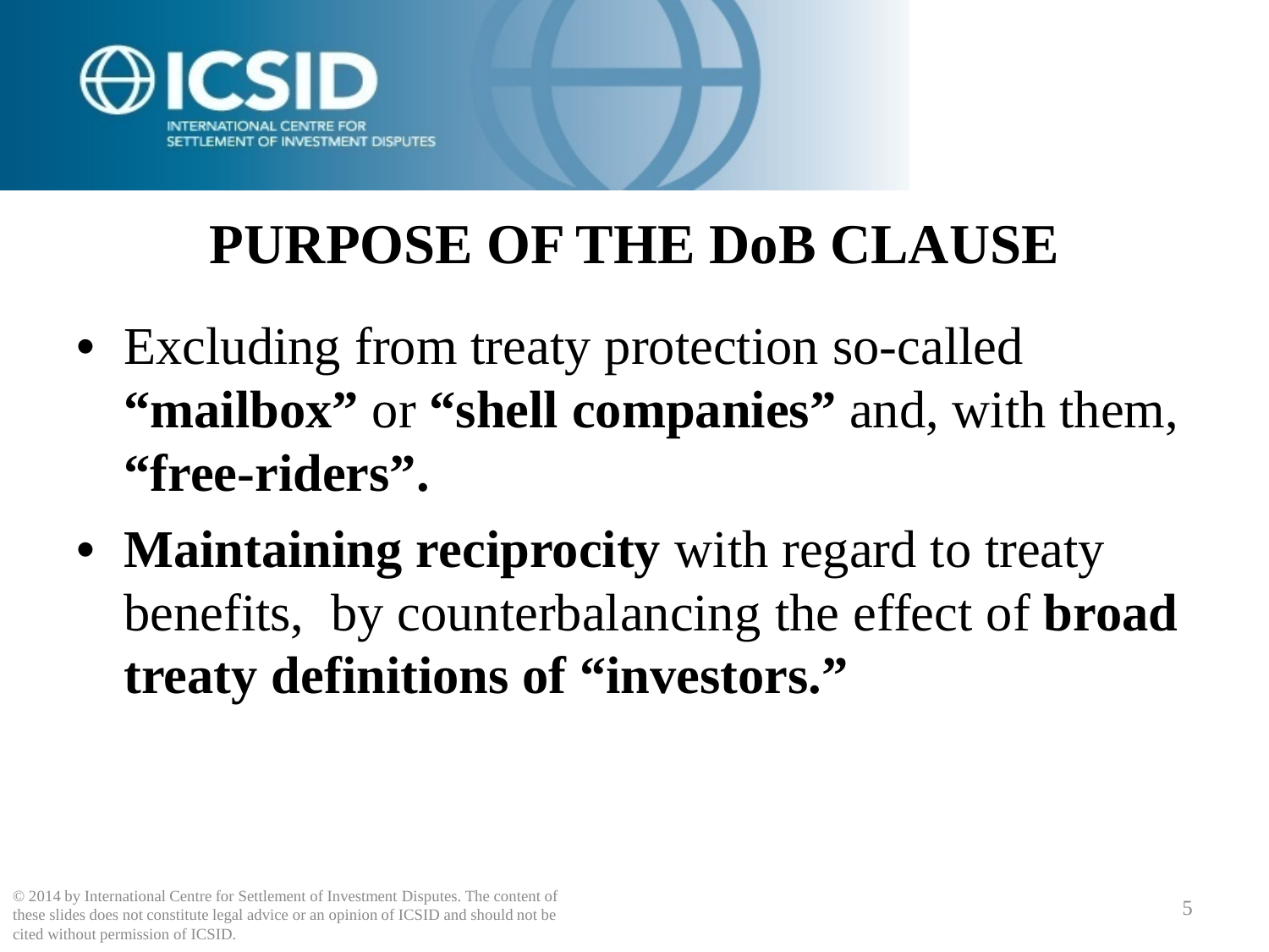# PURPOSE OF THE DoB CLAUSE

- Excluding from treaty protection so-called **"mailbox"** or **"shell companies"** and, with them, **"free-riders".**
- **Maintaining reciprocity** with regard to treaty benefits, by counterbalancing the effect of **broad treaty definitions of "investors."**

© 2014 by International Centre for Settlement of Investment Disputes. The content of these slides does not constitute legal advice or an opinion of ICSID and should not be cited without permission of ICSID.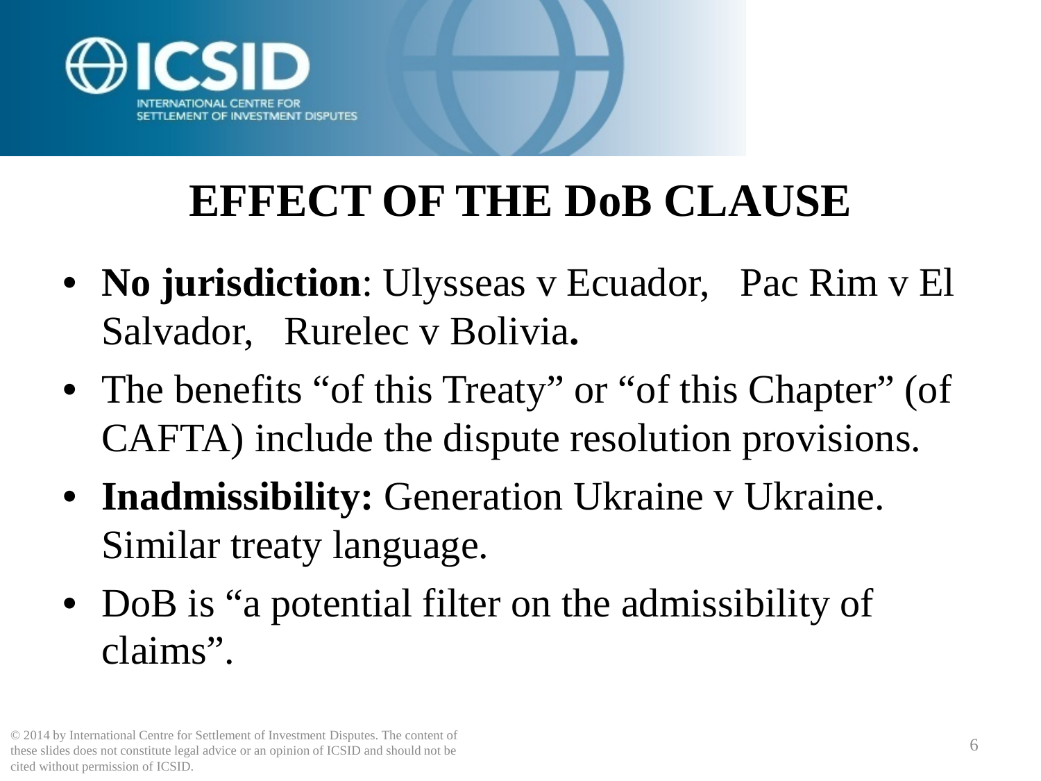# EFFECT OF THE DoB CLAUSE

- **No jurisdiction**: Ulysseas v Ecuador, Pac Rim v El Salvador, Rurelec v Bolivia**.**
- The benefits "of this Treaty" or "of this Chapter" (of CAFTA) include the dispute resolution provisions.
- **Inadmissibility:** Generation Ukraine v Ukraine. Similar treaty language.
- DoB is "a potential filter on the admissibility of claims".

© 2014 by International Centre for Settlement of Investment Disputes. The content of these slides does not constitute legal advice or an opinion of ICSID and should not be cited without permission of ICSID.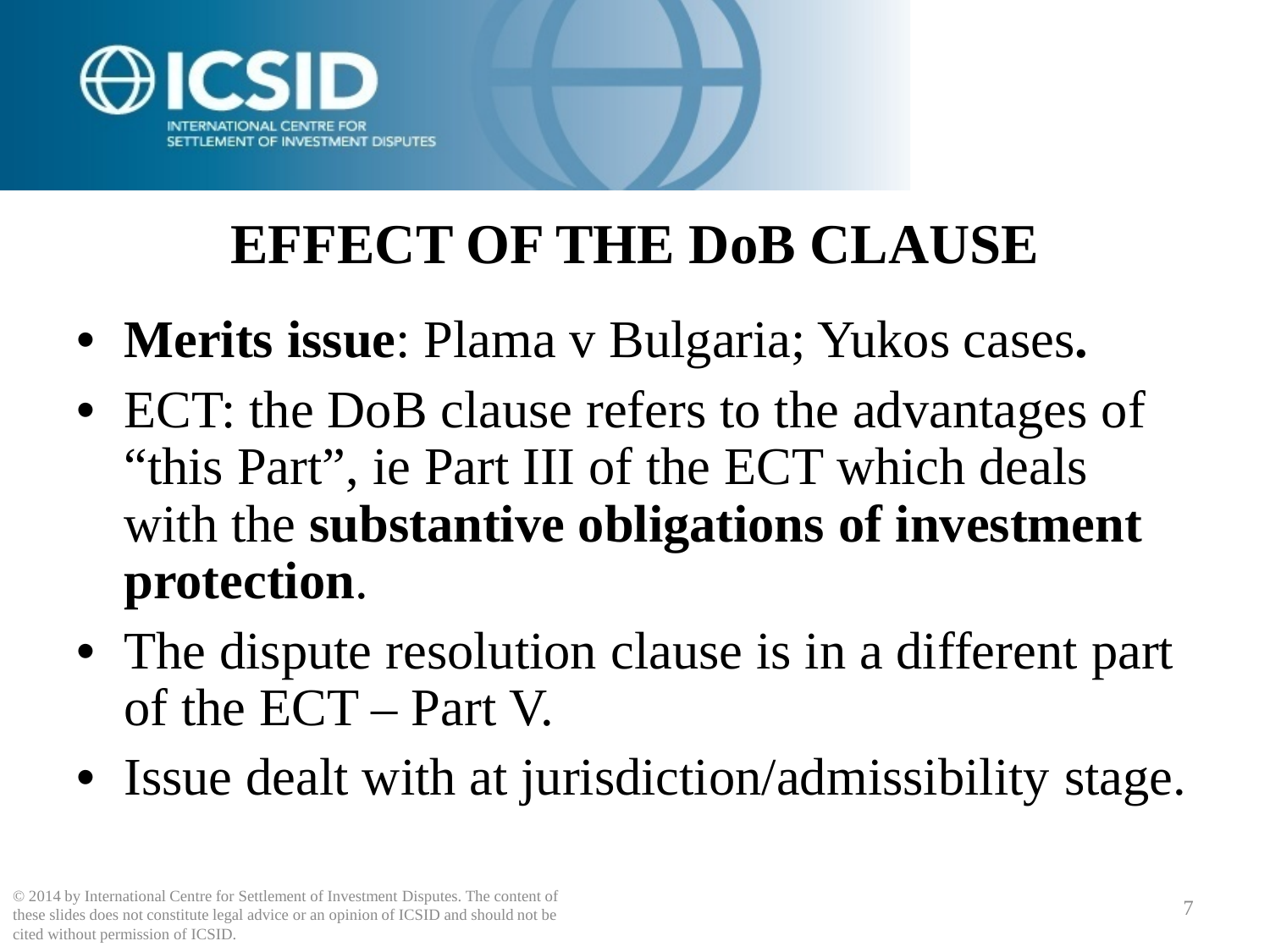# EFFECT OF THE DoB CLAUSE

- **Merits issue**: Plama v Bulgaria; Yukos cases**.**
- ECT: the DoB clause refers to the advantages of "this Part", ie Part III of the ECT which deals with the **substantive obligations of investment protection**.
- The dispute resolution clause is in a different part of the ECT – Part V.
- Issue dealt with at jurisdiction/admissibility stage.

© 2014 by International Centre for Settlement of Investment Disputes. The content of these slides does not constitute legal advice or an opinion of ICSID and should not be cited without permission of ICSID.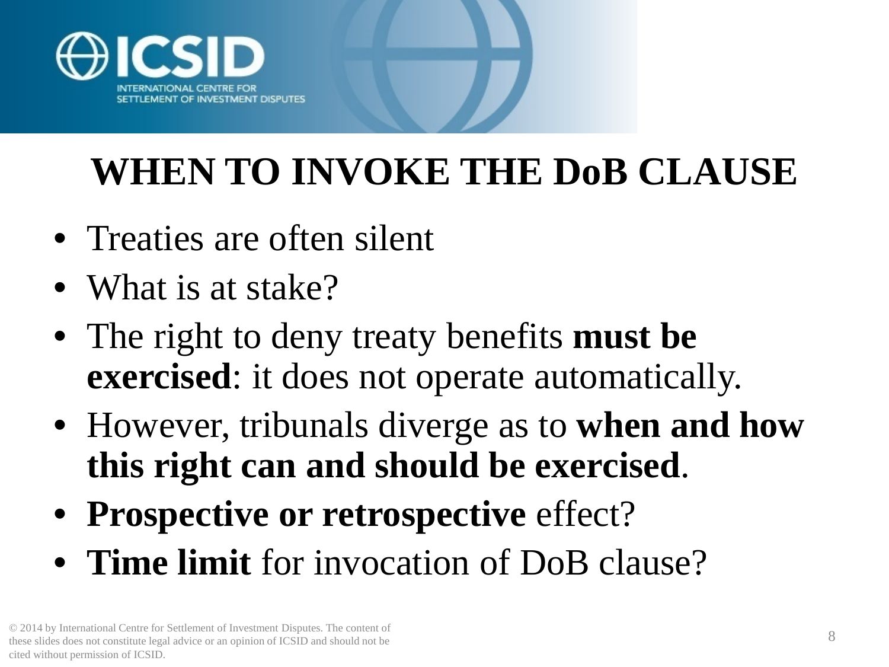# WHEN TO INVOKE THE DoB CLAUSE

- Treaties are often silent
- What is at stake?
- The right to deny treaty benefits **must be exercised**: it does not operate automatically.
- However, tribunals diverge as to **when and how this right can and should be exercised**.
- **Prospective or retrospective** effect?
- **Time limit** for invocation of DoB clause?

© 2014 by International Centre for Settlement of Investment Disputes. The content of these slides does not constitute legal advice or an opinion of ICSID and should not be cited without permission of ICSID.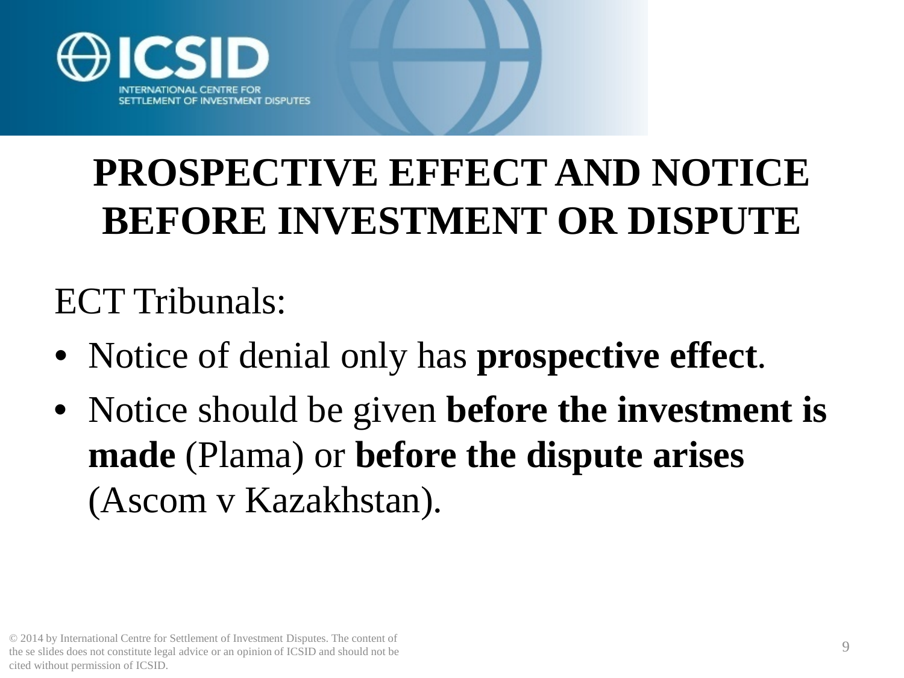# PROSPECTIVE EFFECT AND NOTICE BEFORE INVESTMENT OR DISPUTE

ECT Tribunals:

- Notice of denial only has **prospective effect**.
- Notice should be given **before the investment is made** (Plama) or **before the dispute arises** (Ascom v Kazakhstan).

© 2014 by International Centre for Settlement of Investment Disputes. The content of the se slides does not constitute legal advice or an opinion of ICSID and should not be cited without permission of ICSID.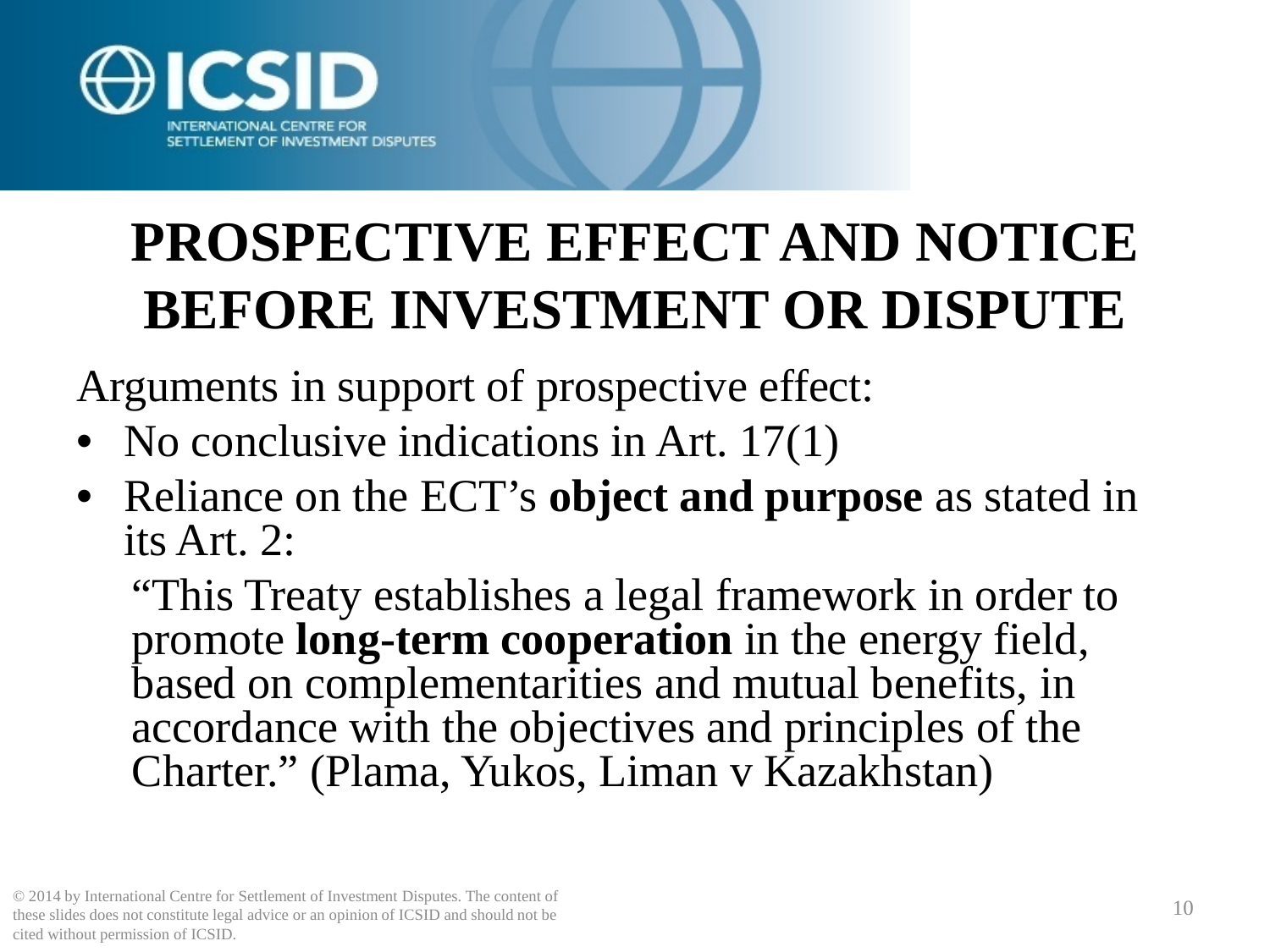# PROSPECTIVE EFFECT AND NOTICE BEFORE INVESTMENT OR DISPUTE

Arguments in support of prospective effect:

- No conclusive indications in Art. 17(1)
- Reliance on the ECT's **object and purpose** as stated in its Art. 2:

  "This Treaty establishes a legal framework in order to promote **long-term cooperation** in the energy field, based on complementarities and mutual benefits, in accordance with the objectives and principles of the Charter." (Plama, Yukos, Liman v Kazakhstan)

© 2014 by International Centre for Settlement of Investment Disputes. The content of these slides does not constitute legal advice or an opinion of ICSID and should not be cited without permission of ICSID.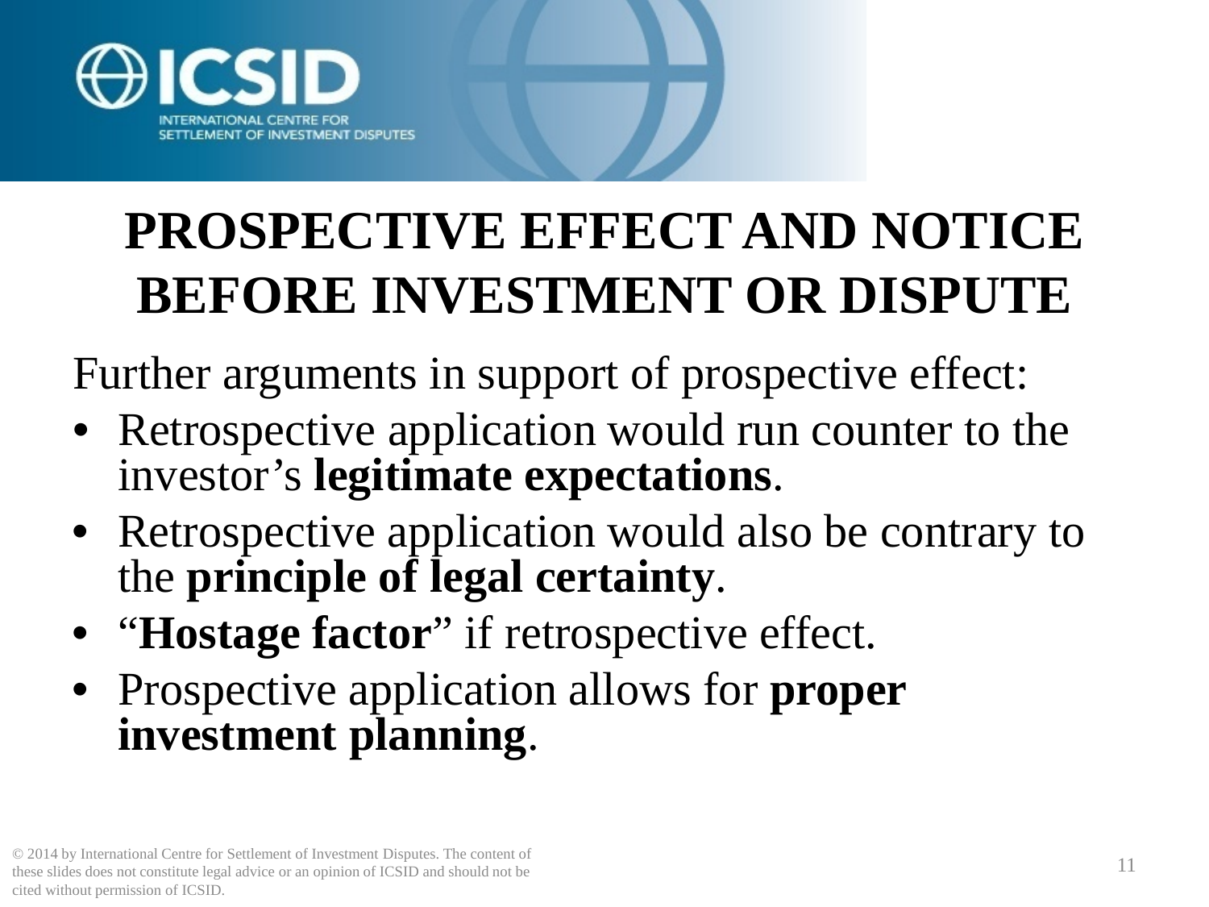# PROSPECTIVE EFFECT AND NOTICE BEFORE INVESTMENT OR DISPUTE

Further arguments in support of prospective effect:

- Retrospective application would run counter to the investor's **legitimate expectations**.
- Retrospective application would also be contrary to the **principle of legal certainty**.
- "**Hostage factor**" if retrospective effect.
- Prospective application allows for **proper investment planning**.

© 2014 by International Centre for Settlement of Investment Disputes. The content of these slides does not constitute legal advice or an opinion of ICSID and should not be cited without permission of ICSID.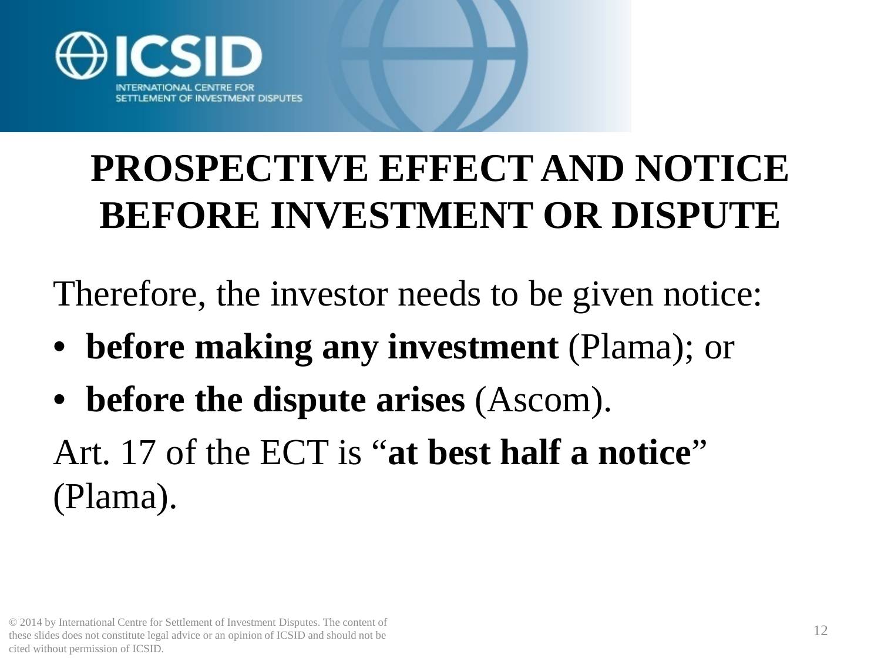# PROSPECTIVE EFFECT AND NOTICE BEFORE INVESTMENT OR DISPUTE

Therefore, the investor needs to be given notice:

- **before making any investment** (Plama); or
- **before the dispute arises** (Ascom).

Art. 17 of the ECT is "**at best half a notice**" (Plama).

© 2014 by International Centre for Settlement of Investment Disputes. The content of these slides does not constitute legal advice or an opinion of ICSID and should not be cited without permission of ICSID.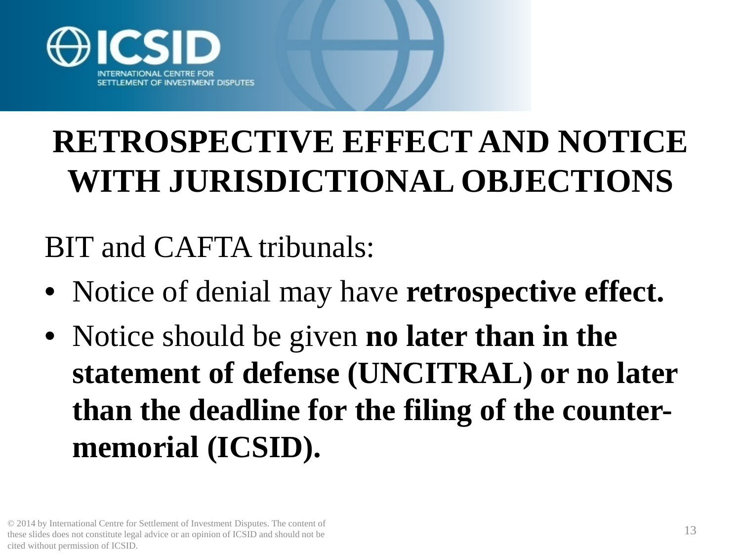# RETROSPECTIVE EFFECT AND NOTICE WITH JURISDICTIONAL OBJECTIONS

BIT and CAFTA tribunals:

- Notice of denial may have **retrospective effect.**
- Notice should be given **no later than in the statement of defense (UNCITRAL) or no later than the deadline for the filing of the counter-memorial (ICSID).**

© 2014 by International Centre for Settlement of Investment Disputes. The content of these slides does not constitute legal advice or an opinion of ICSID and should not be cited without permission of ICSID.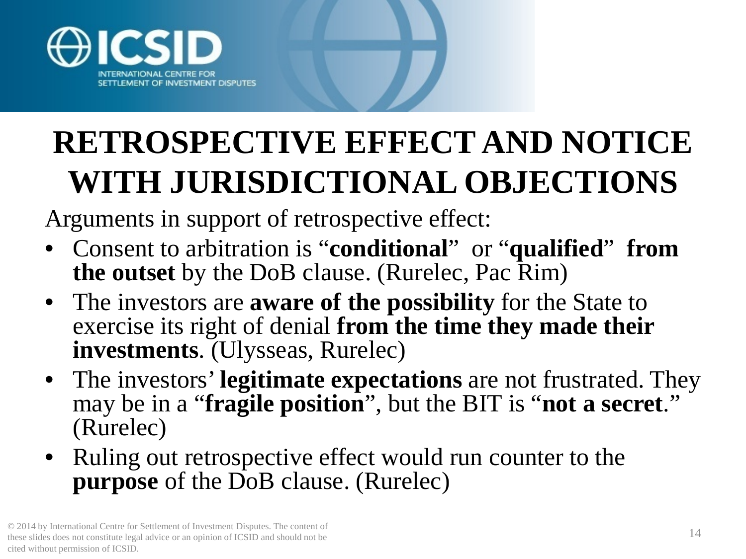# RETROSPECTIVE EFFECT AND NOTICE WITH JURISDICTIONAL OBJECTIONS

Arguments in support of retrospective effect:

- Consent to arbitration is "**conditional**" or "**qualified**" **from the outset** by the DoB clause. (Rurelec, Pac Rim)
- The investors are **aware of the possibility** for the State to exercise its right of denial **from the time they made their investments**. (Ulysseas, Rurelec)
- The investors' **legitimate expectations** are not frustrated. They may be in a "**fragile position**", but the BIT is "**not a secret**." (Rurelec)
- Ruling out retrospective effect would run counter to the **purpose** of the DoB clause. (Rurelec)

© 2014 by International Centre for Settlement of Investment Disputes. The content of these slides does not constitute legal advice or an opinion of ICSID and should not be cited without permission of ICSID.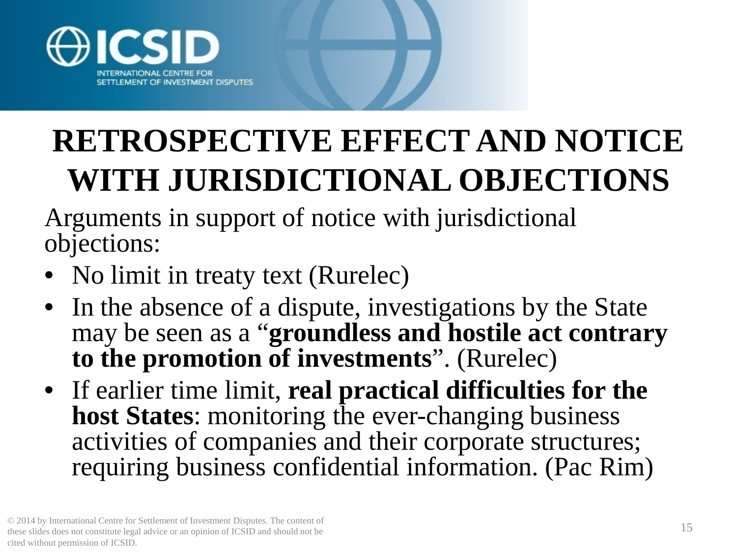# RETROSPECTIVE EFFECT AND NOTICE WITH JURISDICTIONAL OBJECTIONS

Arguments in support of notice with jurisdictional objections:

- No limit in treaty text (Rurelec)
- In the absence of a dispute, investigations by the State may be seen as a "**groundless and hostile act contrary to the promotion of investments**". (Rurelec)
- If earlier time limit, **real practical difficulties for the host States**: monitoring the ever-changing business activities of companies and their corporate structures; requiring business confidential information. (Pac Rim)

© 2014 by International Centre for Settlement of Investment Disputes. The content of these slides does not constitute legal advice or an opinion of ICSID and should not be cited without permission of ICSID.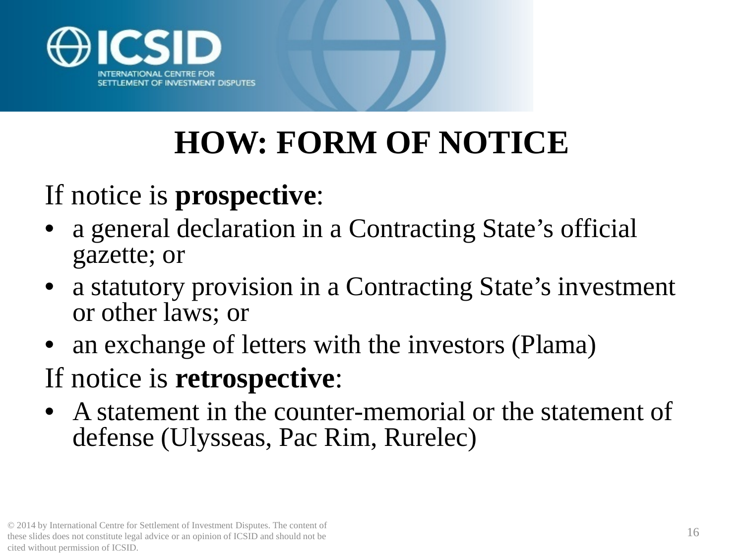# HOW: FORM OF NOTICE

If notice is **prospective**:

- a general declaration in a Contracting State's official gazette; or
- a statutory provision in a Contracting State's investment or other laws; or
- an exchange of letters with the investors (Plama)

If notice is **retrospective**:

- A statement in the counter-memorial or the statement of defense (Ulysseas, Pac Rim, Rurelec)

© 2014 by International Centre for Settlement of Investment Disputes. The content of these slides does not constitute legal advice or an opinion of ICSID and should not be cited without permission of ICSID.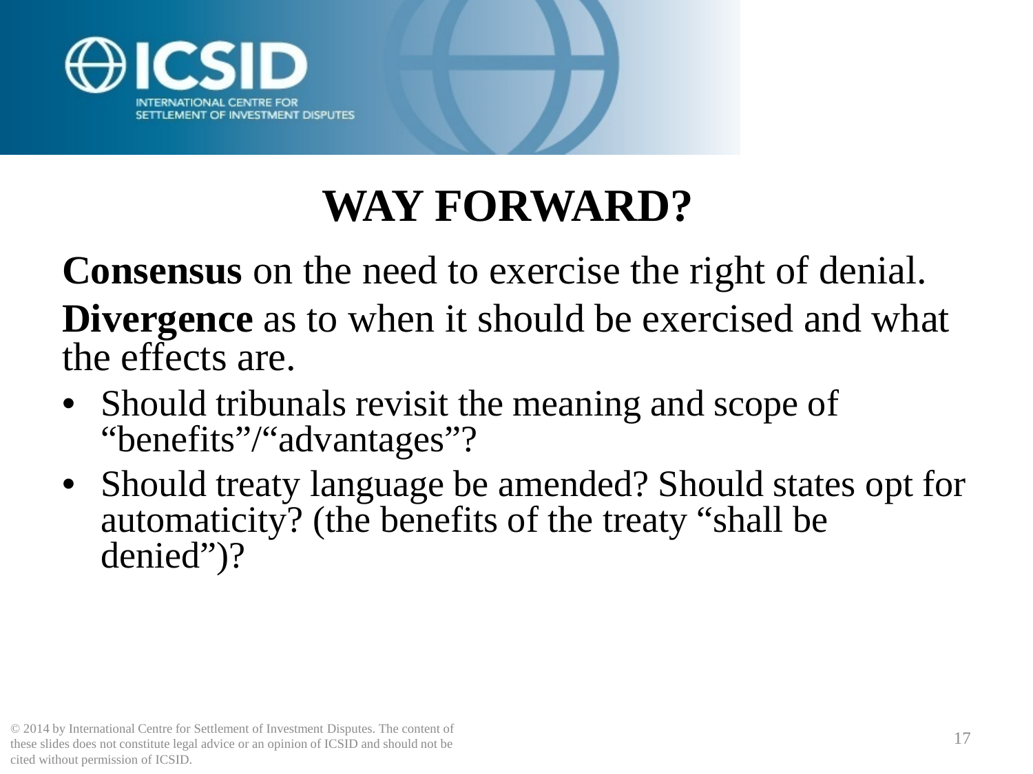# WAY FORWARD?

**Consensus** on the need to exercise the right of denial.

**Divergence** as to when it should be exercised and what the effects are.

- Should tribunals revisit the meaning and scope of "benefits"/"advantages"?
- Should treaty language be amended? Should states opt for automaticity? (the benefits of the treaty "shall be denied")?

© 2014 by International Centre for Settlement of Investment Disputes. The content of these slides does not constitute legal advice or an opinion of ICSID and should not be cited without permission of ICSID.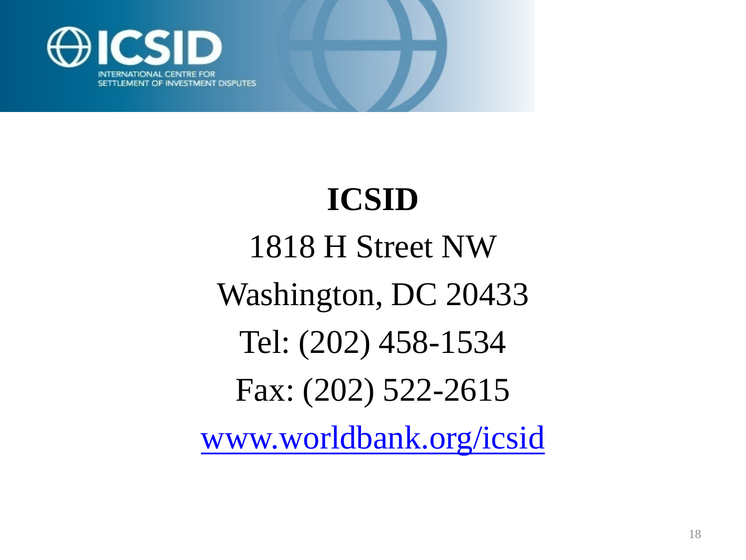**ICSID**

1818 H Street NW

Washington, DC 20433

Tel: (202) 458-1534

Fax: (202) 522-2615

www.worldbank.org/icsid